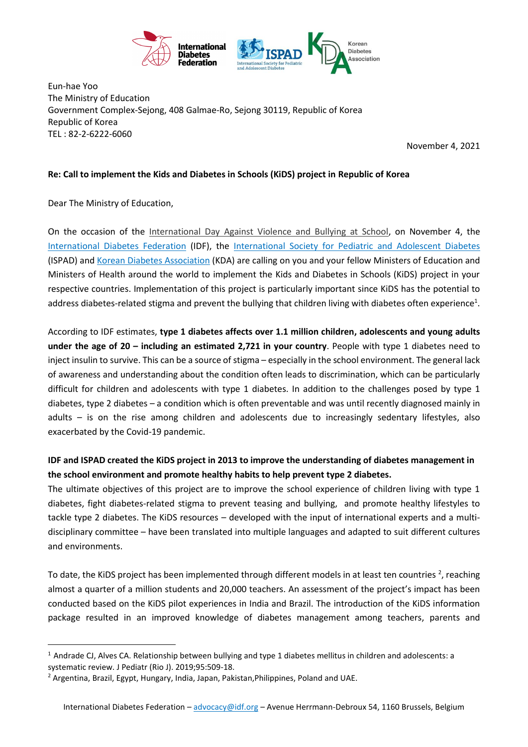Eun-hae Yoo
The Ministry of Education
Government Complex-Sejong, 408 Galmae-Ro, Sejong 30119, Republic of Korea
Republic of Korea
TEL : 82-2-6222-6060

November 4, 2021

**Re: Call to implement the Kids and Diabetes in Schools (KiDS) project in Republic of Korea**

Dear The Ministry of Education,

On the occasion of the International Day Against Violence and Bullying at School, on November 4, the International Diabetes Federation (IDF), the International Society for Pediatric and Adolescent Diabetes (ISPAD) and Korean Diabetes Association (KDA) are calling on you and your fellow Ministers of Education and Ministers of Health around the world to implement the Kids and Diabetes in Schools (KiDS) project in your respective countries. Implementation of this project is particularly important since KiDS has the potential to address diabetes-related stigma and prevent the bullying that children living with diabetes often experience[1].

According to IDF estimates, **type 1 diabetes affects over 1.1 million children, adolescents and young adults under the age of 20 – including an estimated 2,721 in your country**. People with type 1 diabetes need to inject insulin to survive. This can be a source of stigma – especially in the school environment. The general lack of awareness and understanding about the condition often leads to discrimination, which can be particularly difficult for children and adolescents with type 1 diabetes. In addition to the challenges posed by type 1 diabetes, type 2 diabetes – a condition which is often preventable and was until recently diagnosed mainly in adults – is on the rise among children and adolescents due to increasingly sedentary lifestyles, also exacerbated by the Covid-19 pandemic.

**IDF and ISPAD created the KiDS project in 2013 to improve the understanding of diabetes management in the school environment and promote healthy habits to help prevent type 2 diabetes.**

The ultimate objectives of this project are to improve the school experience of children living with type 1 diabetes, fight diabetes-related stigma to prevent teasing and bullying, and promote healthy lifestyles to tackle type 2 diabetes. The KiDS resources – developed with the input of international experts and a multi-disciplinary committee – have been translated into multiple languages and adapted to suit different cultures and environments.

To date, the KiDS project has been implemented through different models in at least ten countries [2], reaching almost a quarter of a million students and 20,000 teachers. An assessment of the project's impact has been conducted based on the KiDS pilot experiences in India and Brazil. The introduction of the KiDS information package resulted in an improved knowledge of diabetes management among teachers, parents and

---

[1] Andrade CJ, Alves CA. Relationship between bullying and type 1 diabetes mellitus in children and adolescents: a systematic review. J Pediatr (Rio J). 2019;95:509-18.

[2] Argentina, Brazil, Egypt, Hungary, India, Japan, Pakistan, Philippines, Poland and UAE.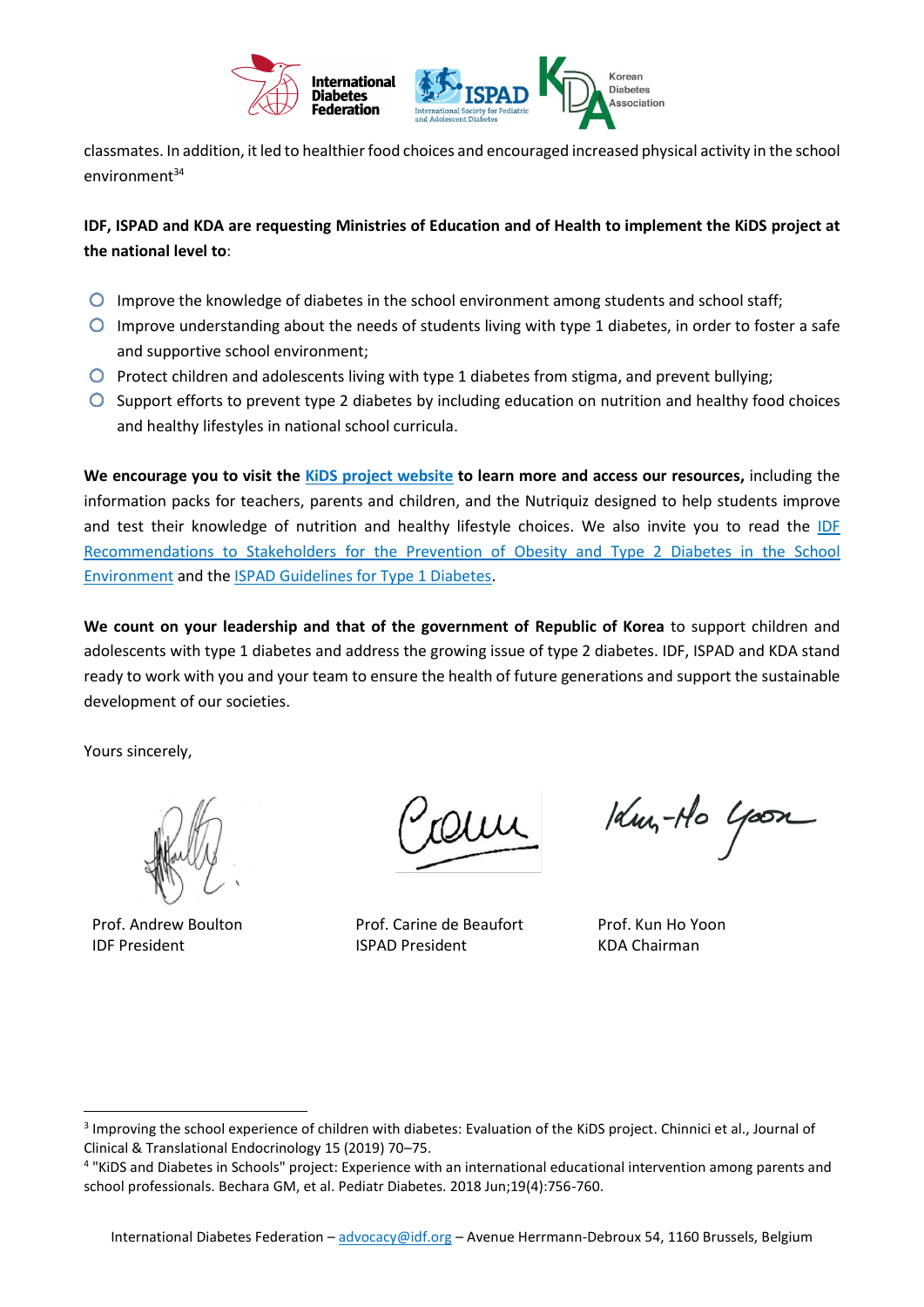classmates. In addition, it led to healthier food choices and encouraged increased physical activity in the school environment[3][4]

**IDF, ISPAD and KDA are requesting Ministries of Education and of Health to implement the KiDS project at the national level to**:

- Improve the knowledge of diabetes in the school environment among students and school staff;
- Improve understanding about the needs of students living with type 1 diabetes, in order to foster a safe and supportive school environment;
- Protect children and adolescents living with type 1 diabetes from stigma, and prevent bullying;
- Support efforts to prevent type 2 diabetes by including education on nutrition and healthy food choices and healthy lifestyles in national school curricula.

**We encourage you to visit the KiDS project website to learn more and access our resources,** including the information packs for teachers, parents and children, and the Nutriquiz designed to help students improve and test their knowledge of nutrition and healthy lifestyle choices. We also invite you to read the IDF Recommendations to Stakeholders for the Prevention of Obesity and Type 2 Diabetes in the School Environment and the ISPAD Guidelines for Type 1 Diabetes.

**We count on your leadership and that of the government of Republic of Korea** to support children and adolescents with type 1 diabetes and address the growing issue of type 2 diabetes. IDF, ISPAD and KDA stand ready to work with you and your team to ensure the health of future generations and support the sustainable development of our societies.

Yours sincerely,

Prof. Andrew Boulton
IDF President

Prof. Carine de Beaufort
ISPAD President

Prof. Kun Ho Yoon
KDA Chairman

---

[3] Improving the school experience of children with diabetes: Evaluation of the KiDS project. Chinnici et al., Journal of Clinical & Translational Endocrinology 15 (2019) 70–75.

[4] "KiDS and Diabetes in Schools" project: Experience with an international educational intervention among parents and school professionals. Bechara GM, et al. Pediatr Diabetes. 2018 Jun;19(4):756-760.